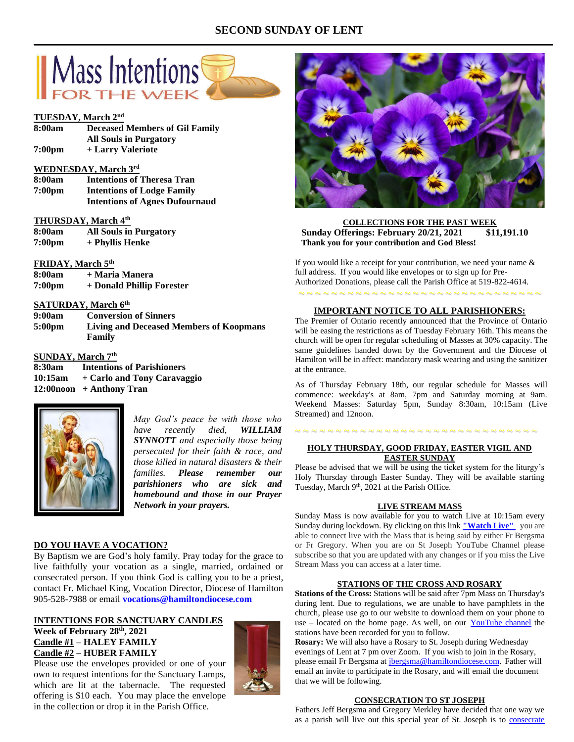# SECOND SUNDAY OF LENT

## Mass Intentions FOR THE WEEK

**TUESDAY, March 2nd**

| | |
|---|---|
| **8:00am** | **Deceased Members of Gil Family** |
| | **All Souls in Purgatory** |
| **7:00pm** | **+ Larry Valeriote** |

**WEDNESDAY, March 3rd**

| | |
|---|---|
| **8:00am** | **Intentions of Theresa Tran** |
| **7:00pm** | **Intentions of Lodge Family** |
| | **Intentions of Agnes Dufournaud** |

**THURSDAY, March 4th**

| | |
|---|---|
| **8:00am** | **All Souls in Purgatory** |
| **7:00pm** | **+ Phyllis Henke** |

**FRIDAY, March 5th**

| | |
|---|---|
| **8:00am** | **+ Maria Manera** |
| **7:00pm** | **+ Donald Phillip Forester** |

**SATURDAY, March 6th**

| | |
|---|---|
| **9:00am** | **Conversion of Sinners** |
| **5:00pm** | **Living and Deceased Members of Koopmans Family** |

**SUNDAY, March 7th**

| | |
|---|---|
| **8:30am** | **Intentions of Parishioners** |
| **10:15am** | **+ Carlo and Tony Caravaggio** |
| **12:00noon** | **+ Anthony Tran** |

*May God's peace be with those who have recently died, **WILLIAM SYNNOTT** and especially those being persecuted for their faith & race, and those killed in natural disasters & their families. **Please remember our parishioners who are sick and homebound and those in our Prayer Network in your prayers.***

### DO YOU HAVE A VOCATION?

By Baptism we are God's holy family. Pray today for the grace to live faithfully your vocation as a single, married, ordained or consecrated person. If you think God is calling you to be a priest, contact Fr. Michael King, Vocation Director, Diocese of Hamilton 905-528-7988 or email **vocations@hamiltondiocese.com**

### INTENTIONS FOR SANCTUARY CANDLES

**Week of February 28th, 2021**
**Candle #1 – HALEY FAMILY**
**Candle #2 – HUBER FAMILY**

Please use the envelopes provided or one of your own to request intentions for the Sanctuary Lamps, which are lit at the tabernacle. The requested offering is $10 each. You may place the envelope in the collection or drop it in the Parish Office.

### COLLECTIONS FOR THE PAST WEEK

**Sunday Offerings: February 20/21, 2021 $11,191.10**
**Thank you for your contribution and God Bless!**

If you would like a receipt for your contribution, we need your name & full address. If you would like envelopes or to sign up for Pre-Authorized Donations, please call the Parish Office at 519-822-4614.

### IMPORTANT NOTICE TO ALL PARISHIONERS:

The Premier of Ontario recently announced that the Province of Ontario will be easing the restrictions as of Tuesday February 16th. This means the church will be open for regular scheduling of Masses at 30% capacity. The same guidelines handed down by the Government and the Diocese of Hamilton will be in affect: mandatory mask wearing and using the sanitizer at the entrance.

As of Thursday February 18th, our regular schedule for Masses will commence: weekday's at 8am, 7pm and Saturday morning at 9am. Weekend Masses: Saturday 5pm, Sunday 8:30am, 10:15am (Live Streamed) and 12noon.

### HOLY THURSDAY, GOOD FRIDAY, EASTER VIGIL AND EASTER SUNDAY

Please be advised that we will be using the ticket system for the liturgy's Holy Thursday through Easter Sunday. They will be available starting Tuesday, March 9th, 2021 at the Parish Office.

### LIVE STREAM MASS

Sunday Mass is now available for you to watch Live at 10:15am every Sunday during lockdown. By clicking on this link **"Watch Live"** you are able to connect live with the Mass that is being said by either Fr Bergsma or Fr Gregory. When you are on St Joseph YouTube Channel please subscribe so that you are updated with any changes or if you miss the Live Stream Mass you can access at a later time.

### STATIONS OF THE CROSS AND ROSARY

**Stations of the Cross:** Stations will be said after 7pm Mass on Thursday's during lent. Due to regulations, we are unable to have pamphlets in the church, please use go to our website to download them on your phone to use – located on the home page. As well, on our YouTube channel the stations have been recorded for you to follow.

**Rosary:** We will also have a Rosary to St. Joseph during Wednesday evenings of Lent at 7 pm over Zoom. If you wish to join in the Rosary, please email Fr Bergsma at jbergsma@hamiltondiocese.com. Father will email an invite to participate in the Rosary, and will email the document that we will be following.

### CONSECRATION TO ST JOSEPH

Fathers Jeff Bergsma and Gregory Merkley have decided that one way we as a parish will live out this special year of St. Joseph is to consecrate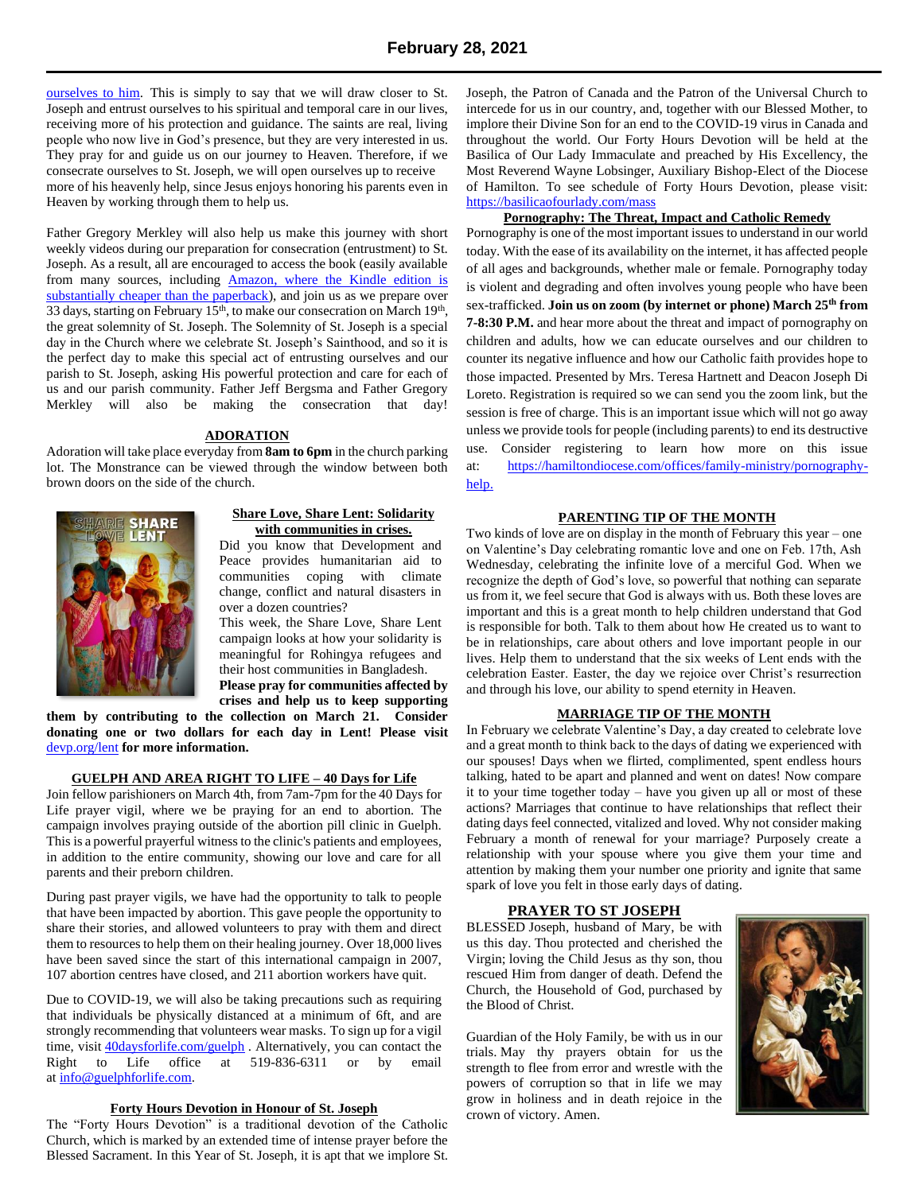ourselves to him. This is simply to say that we will draw closer to St. Joseph and entrust ourselves to his spiritual and temporal care in our lives, receiving more of his protection and guidance. The saints are real, living people who now live in God's presence, but they are very interested in us. They pray for and guide us on our journey to Heaven. Therefore, if we consecrate ourselves to St. Joseph, we will open ourselves up to receive more of his heavenly help, since Jesus enjoys honoring his parents even in Heaven by working through them to help us.

Father Gregory Merkley will also help us make this journey with short weekly videos during our preparation for consecration (entrustment) to St. Joseph. As a result, all are encouraged to access the book (easily available from many sources, including Amazon, where the Kindle edition is substantially cheaper than the paperback), and join us as we prepare over 33 days, starting on February 15th, to make our consecration on March 19th, the great solemnity of St. Joseph. The Solemnity of St. Joseph is a special day in the Church where we celebrate St. Joseph's Sainthood, and so it is the perfect day to make this special act of entrusting ourselves and our parish to St. Joseph, asking His powerful protection and care for each of us and our parish community. Father Jeff Bergsma and Father Gregory Merkley will also be making the consecration that day!

## ADORATION

Adoration will take place everyday from **8am to 6pm** in the church parking lot. The Monstrance can be viewed through the window between both brown doors on the side of the church.

## Share Love, Share Lent: Solidarity with communities in crises.

Did you know that Development and Peace provides humanitarian aid to communities coping with climate change, conflict and natural disasters in over a dozen countries?

This week, the Share Love, Share Lent campaign looks at how your solidarity is meaningful for Rohingya refugees and their host communities in Bangladesh.

**Please pray for communities affected by crises and help us to keep supporting them by contributing to the collection on March 21. Consider donating one or two dollars for each day in Lent! Please visit devp.org/lent for more information.**

## GUELPH AND AREA RIGHT TO LIFE – 40 Days for Life

Join fellow parishioners on March 4th, from 7am-7pm for the 40 Days for Life prayer vigil, where we be praying for an end to abortion. The campaign involves praying outside of the abortion pill clinic in Guelph. This is a powerful prayerful witness to the clinic's patients and employees, in addition to the entire community, showing our love and care for all parents and their preborn children.

During past prayer vigils, we have had the opportunity to talk to people that have been impacted by abortion. This gave people the opportunity to share their stories, and allowed volunteers to pray with them and direct them to resources to help them on their healing journey. Over 18,000 lives have been saved since the start of this international campaign in 2007, 107 abortion centres have closed, and 211 abortion workers have quit.

Due to COVID-19, we will also be taking precautions such as requiring that individuals be physically distanced at a minimum of 6ft, and are strongly recommending that volunteers wear masks. To sign up for a vigil time, visit 40daysforlife.com/guelph . Alternatively, you can contact the Right to Life office at 519-836-6311 or by email at info@guelphforlife.com.

## Forty Hours Devotion in Honour of St. Joseph

The "Forty Hours Devotion" is a traditional devotion of the Catholic Church, which is marked by an extended time of intense prayer before the Blessed Sacrament. In this Year of St. Joseph, it is apt that we implore St. Joseph, the Patron of Canada and the Patron of the Universal Church to intercede for us in our country, and, together with our Blessed Mother, to implore their Divine Son for an end to the COVID-19 virus in Canada and throughout the world. Our Forty Hours Devotion will be held at the Basilica of Our Lady Immaculate and preached by His Excellency, the Most Reverend Wayne Lobsinger, Auxiliary Bishop-Elect of the Diocese of Hamilton. To see schedule of Forty Hours Devotion, please visit: https://basilicaofourlady.com/mass

## Pornography: The Threat, Impact and Catholic Remedy

Pornography is one of the most important issues to understand in our world today. With the ease of its availability on the internet, it has affected people of all ages and backgrounds, whether male or female. Pornography today is violent and degrading and often involves young people who have been sex-trafficked. **Join us on zoom (by internet or phone) March 25th from 7-8:30 P.M.** and hear more about the threat and impact of pornography on children and adults, how we can educate ourselves and our children to counter its negative influence and how our Catholic faith provides hope to those impacted. Presented by Mrs. Teresa Hartnett and Deacon Joseph Di Loreto. Registration is required so we can send you the zoom link, but the session is free of charge. This is an important issue which will not go away unless we provide tools for people (including parents) to end its destructive use. Consider registering to learn how more on this issue at: https://hamiltondiocese.com/offices/family-ministry/pornography-help.

## PARENTING TIP OF THE MONTH

Two kinds of love are on display in the month of February this year – one on Valentine's Day celebrating romantic love and one on Feb. 17th, Ash Wednesday, celebrating the infinite love of a merciful God. When we recognize the depth of God's love, so powerful that nothing can separate us from it, we feel secure that God is always with us. Both these loves are important and this is a great month to help children understand that God is responsible for both. Talk to them about how He created us to want to be in relationships, care about others and love important people in our lives. Help them to understand that the six weeks of Lent ends with the celebration Easter. Easter, the day we rejoice over Christ's resurrection and through his love, our ability to spend eternity in Heaven.

## MARRIAGE TIP OF THE MONTH

In February we celebrate Valentine's Day, a day created to celebrate love and a great month to think back to the days of dating we experienced with our spouses! Days when we flirted, complimented, spent endless hours talking, hated to be apart and planned and went on dates! Now compare it to your time together today – have you given up all or most of these actions? Marriages that continue to have relationships that reflect their dating days feel connected, vitalized and loved. Why not consider making February a month of renewal for your marriage? Purposely create a relationship with your spouse where you give them your time and attention by making them your number one priority and ignite that same spark of love you felt in those early days of dating.

## PRAYER TO ST JOSEPH

BLESSED Joseph, husband of Mary, be with us this day. Thou protected and cherished the Virgin; loving the Child Jesus as thy son, thou rescued Him from danger of death. Defend the Church, the Household of God, purchased by the Blood of Christ.

Guardian of the Holy Family, be with us in our trials. May thy prayers obtain for us the strength to flee from error and wrestle with the powers of corruption so that in life we may grow in holiness and in death rejoice in the crown of victory. Amen.